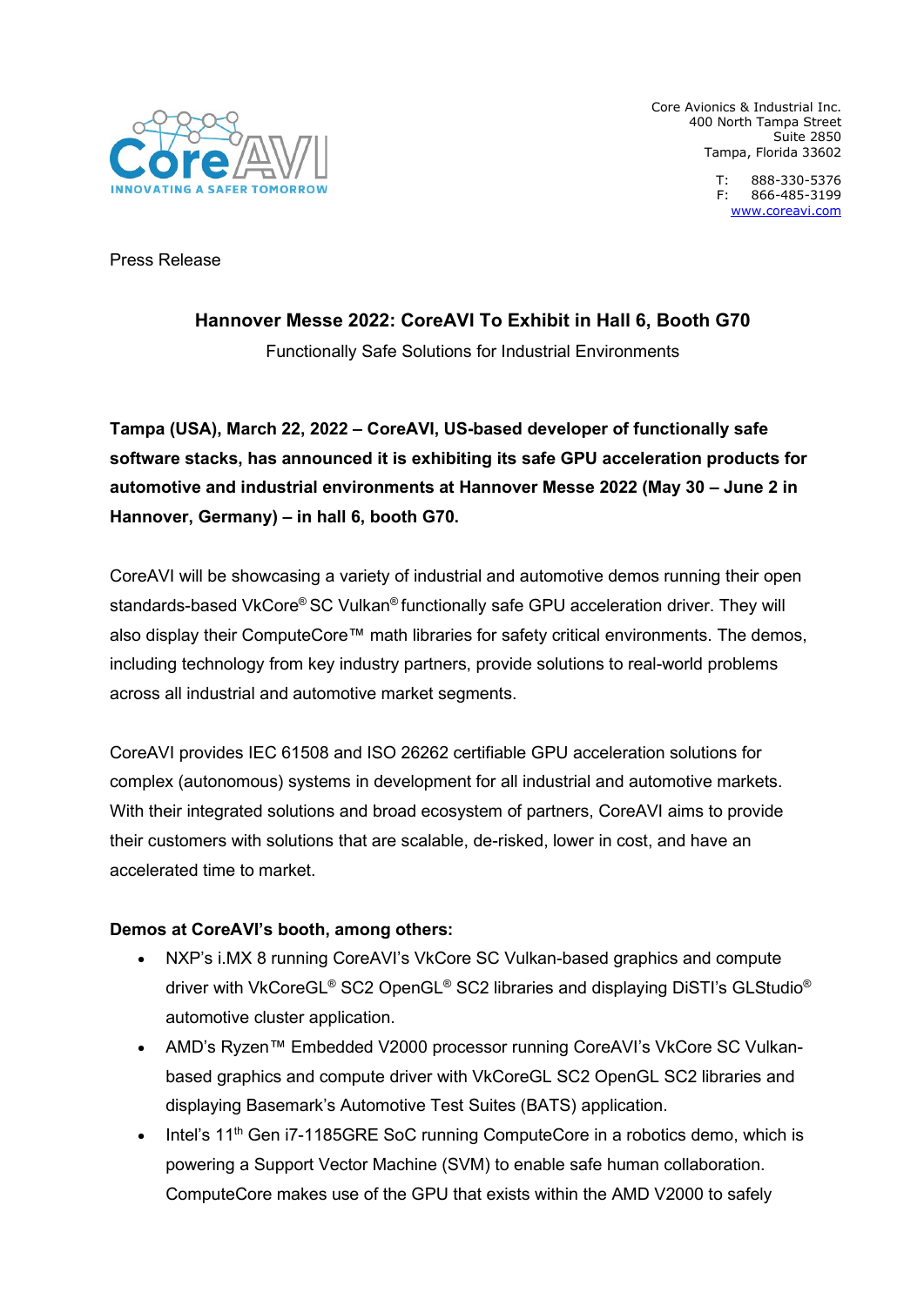Core Avionics & Industrial Inc.
400 North Tampa Street
Suite 2850
Tampa, Florida 33602

T: 888-330-5376
F: 866-485-3199
www.coreavi.com

Press Release

## Hannover Messe 2022: CoreAVI To Exhibit in Hall 6, Booth G70

Functionally Safe Solutions for Industrial Environments

**Tampa (USA), March 22, 2022 – CoreAVI, US-based developer of functionally safe software stacks, has announced it is exhibiting its safe GPU acceleration products for automotive and industrial environments at Hannover Messe 2022 (May 30 – June 2 in Hannover, Germany) – in hall 6, booth G70.**

CoreAVI will be showcasing a variety of industrial and automotive demos running their open standards-based VkCore® SC Vulkan® functionally safe GPU acceleration driver. They will also display their ComputeCore™ math libraries for safety critical environments. The demos, including technology from key industry partners, provide solutions to real-world problems across all industrial and automotive market segments.

CoreAVI provides IEC 61508 and ISO 26262 certifiable GPU acceleration solutions for complex (autonomous) systems in development for all industrial and automotive markets. With their integrated solutions and broad ecosystem of partners, CoreAVI aims to provide their customers with solutions that are scalable, de-risked, lower in cost, and have an accelerated time to market.

**Demos at CoreAVI's booth, among others:**

- NXP's i.MX 8 running CoreAVI's VkCore SC Vulkan-based graphics and compute driver with VkCoreGL® SC2 OpenGL® SC2 libraries and displaying DiSTI's GLStudio® automotive cluster application.
- AMD's Ryzen™ Embedded V2000 processor running CoreAVI's VkCore SC Vulkan-based graphics and compute driver with VkCoreGL SC2 OpenGL SC2 libraries and displaying Basemark's Automotive Test Suites (BATS) application.
- Intel's 11th Gen i7-1185GRE SoC running ComputeCore in a robotics demo, which is powering a Support Vector Machine (SVM) to enable safe human collaboration. ComputeCore makes use of the GPU that exists within the AMD V2000 to safely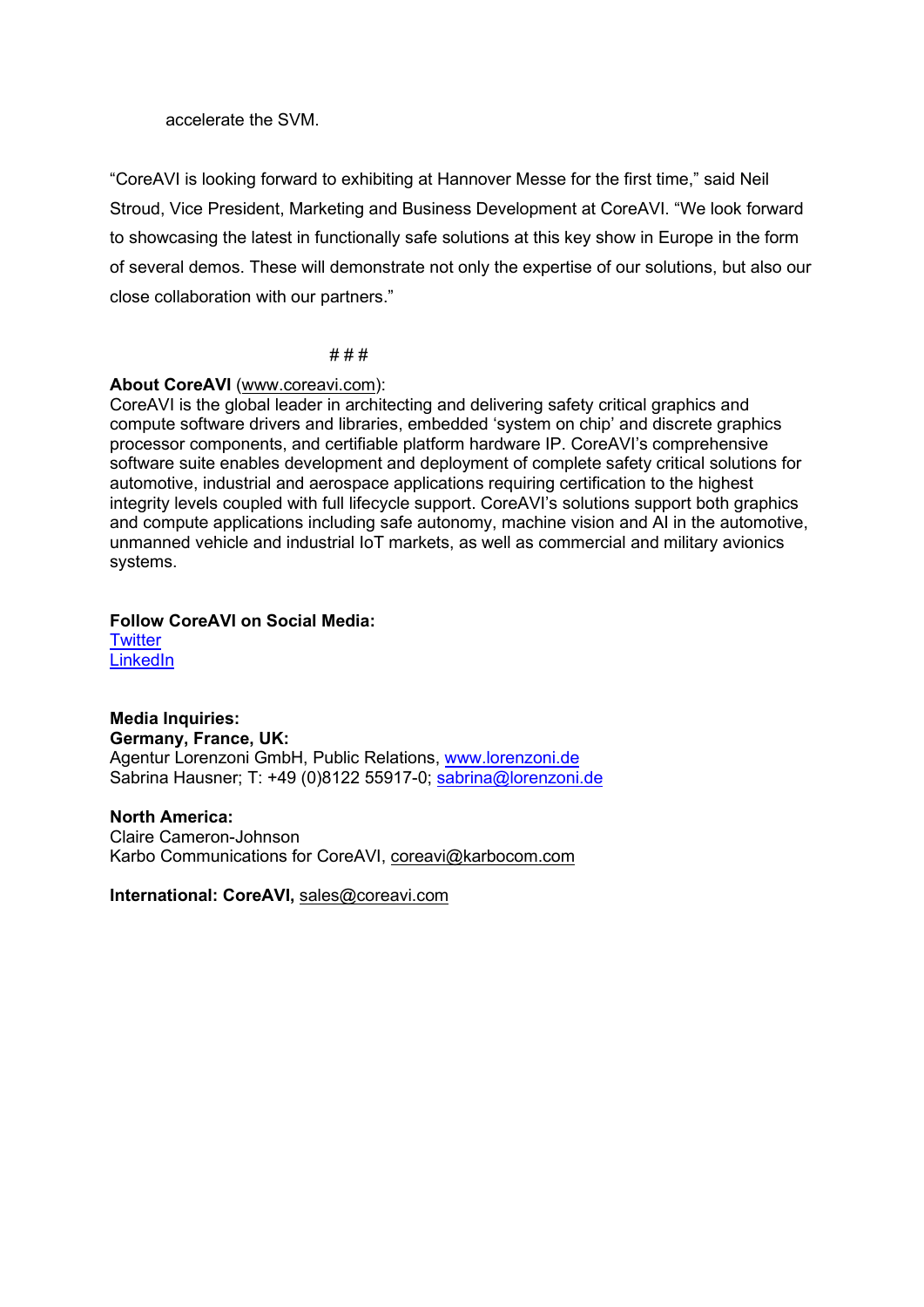accelerate the SVM.

"CoreAVI is looking forward to exhibiting at Hannover Messe for the first time," said Neil Stroud, Vice President, Marketing and Business Development at CoreAVI. "We look forward to showcasing the latest in functionally safe solutions at this key show in Europe in the form of several demos. These will demonstrate not only the expertise of our solutions, but also our close collaboration with our partners."

###

**About CoreAVI** (www.coreavi.com):
CoreAVI is the global leader in architecting and delivering safety critical graphics and compute software drivers and libraries, embedded 'system on chip' and discrete graphics processor components, and certifiable platform hardware IP. CoreAVI's comprehensive software suite enables development and deployment of complete safety critical solutions for automotive, industrial and aerospace applications requiring certification to the highest integrity levels coupled with full lifecycle support. CoreAVI's solutions support both graphics and compute applications including safe autonomy, machine vision and AI in the automotive, unmanned vehicle and industrial IoT markets, as well as commercial and military avionics systems.

**Follow CoreAVI on Social Media:**
Twitter
LinkedIn

**Media Inquiries:**
**Germany, France, UK:**
Agentur Lorenzoni GmbH, Public Relations, www.lorenzoni.de
Sabrina Hausner; T: +49 (0)8122 55917-0; sabrina@lorenzoni.de

**North America:**
Claire Cameron-Johnson
Karbo Communications for CoreAVI, coreavi@karbocom.com

**International: CoreAVI,** sales@coreavi.com